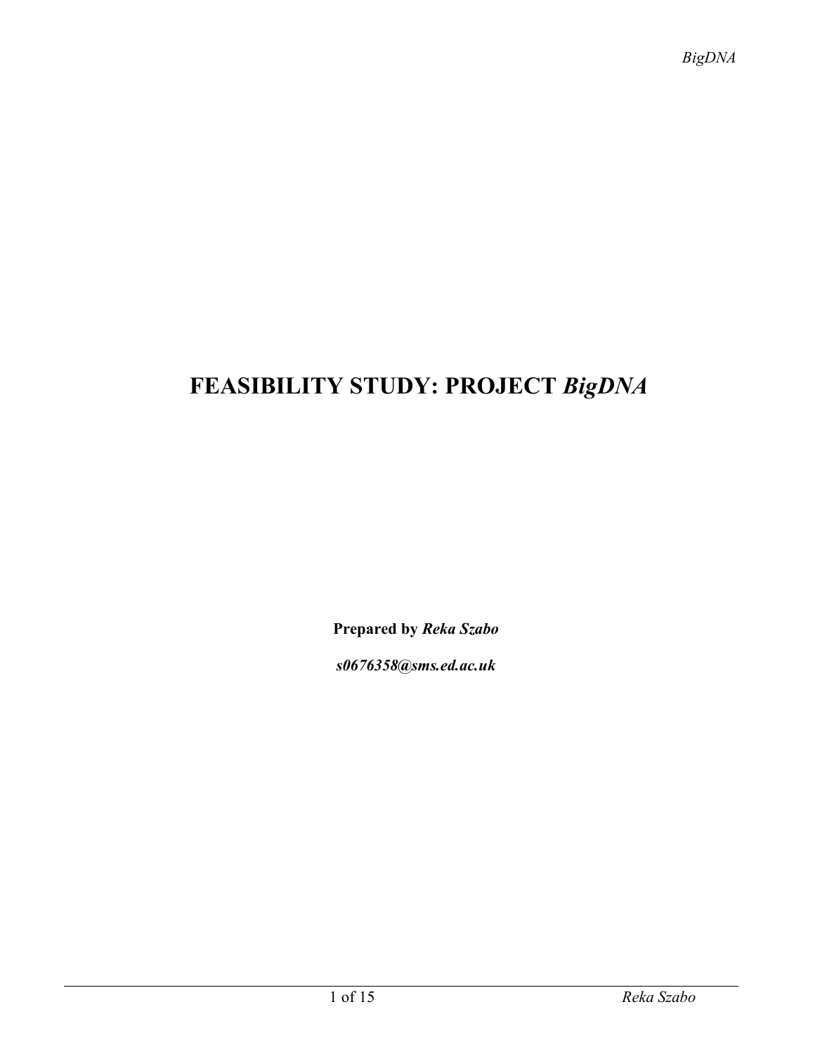# FEASIBILITY STUDY: PROJECT *BigDNA*

**Prepared by *Reka Szabo***

***s0676358@sms.ed.ac.uk***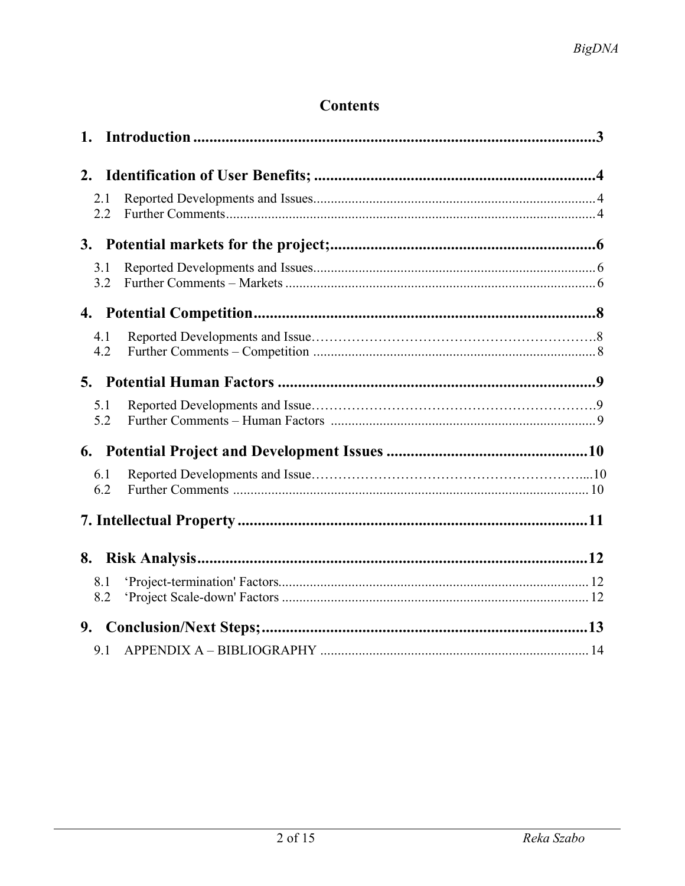# Contents

**1. Introduction ...................................................................................................... 3**

**2. Identification of User Benefits; ...................................................................... 4**

2.1 Reported Developments and Issues ................................................................................ 4
2.2 Further Comments .......................................................................................................... 4

**3. Potential markets for the project; .................................................................. 6**

3.1 Reported Developments and Issues ................................................................................ 6
3.2 Further Comments – Markets ......................................................................................... 6

**4. Potential Competition ..................................................................................... 8**

4.1 Reported Developments and Issue…………………………………………………….8
4.2 Further Comments – Competition ................................................................................. 8

**5. Potential Human Factors ................................................................................ 9**

5.1 Reported Developments and Issue…………………………………………………….9
5.2 Further Comments – Human Factors ............................................................................ 9

**6. Potential Project and Development Issues .................................................. 10**

6.1 Reported Developments and Issue…………………………………………………....10
6.2 Further Comments ...................................................................................................... 10

**7. Intellectual Property ....................................................................................... 11**

**8. Risk Analysis ................................................................................................... 12**

8.1 'Project-termination' Factors.......................................................................................... 12
8.2 'Project Scale-down' Factors ........................................................................................ 12

**9. Conclusion/Next Steps; .................................................................................. 13**

9.1 APPENDIX A – BIBLIOGRAPHY ............................................................................. 14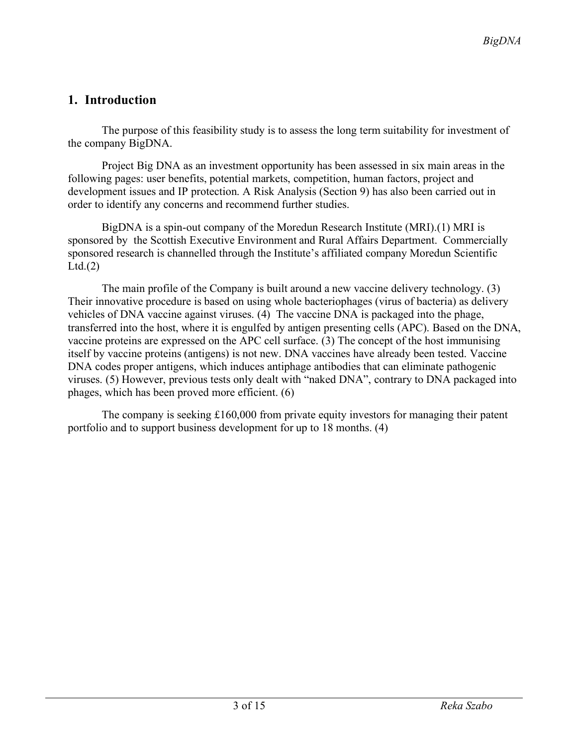## 1. Introduction

The purpose of this feasibility study is to assess the long term suitability for investment of the company BigDNA.

Project Big DNA as an investment opportunity has been assessed in six main areas in the following pages: user benefits, potential markets, competition, human factors, project and development issues and IP protection. A Risk Analysis (Section 9) has also been carried out in order to identify any concerns and recommend further studies.

BigDNA is a spin-out company of the Moredun Research Institute (MRI).(1) MRI is sponsored by the Scottish Executive Environment and Rural Affairs Department. Commercially sponsored research is channelled through the Institute's affiliated company Moredun Scientific Ltd.(2)

The main profile of the Company is built around a new vaccine delivery technology. (3) Their innovative procedure is based on using whole bacteriophages (virus of bacteria) as delivery vehicles of DNA vaccine against viruses. (4) The vaccine DNA is packaged into the phage, transferred into the host, where it is engulfed by antigen presenting cells (APC). Based on the DNA, vaccine proteins are expressed on the APC cell surface. (3) The concept of the host immunising itself by vaccine proteins (antigens) is not new. DNA vaccines have already been tested. Vaccine DNA codes proper antigens, which induces antiphage antibodies that can eliminate pathogenic viruses. (5) However, previous tests only dealt with "naked DNA", contrary to DNA packaged into phages, which has been proved more efficient. (6)

The company is seeking £160,000 from private equity investors for managing their patent portfolio and to support business development for up to 18 months. (4)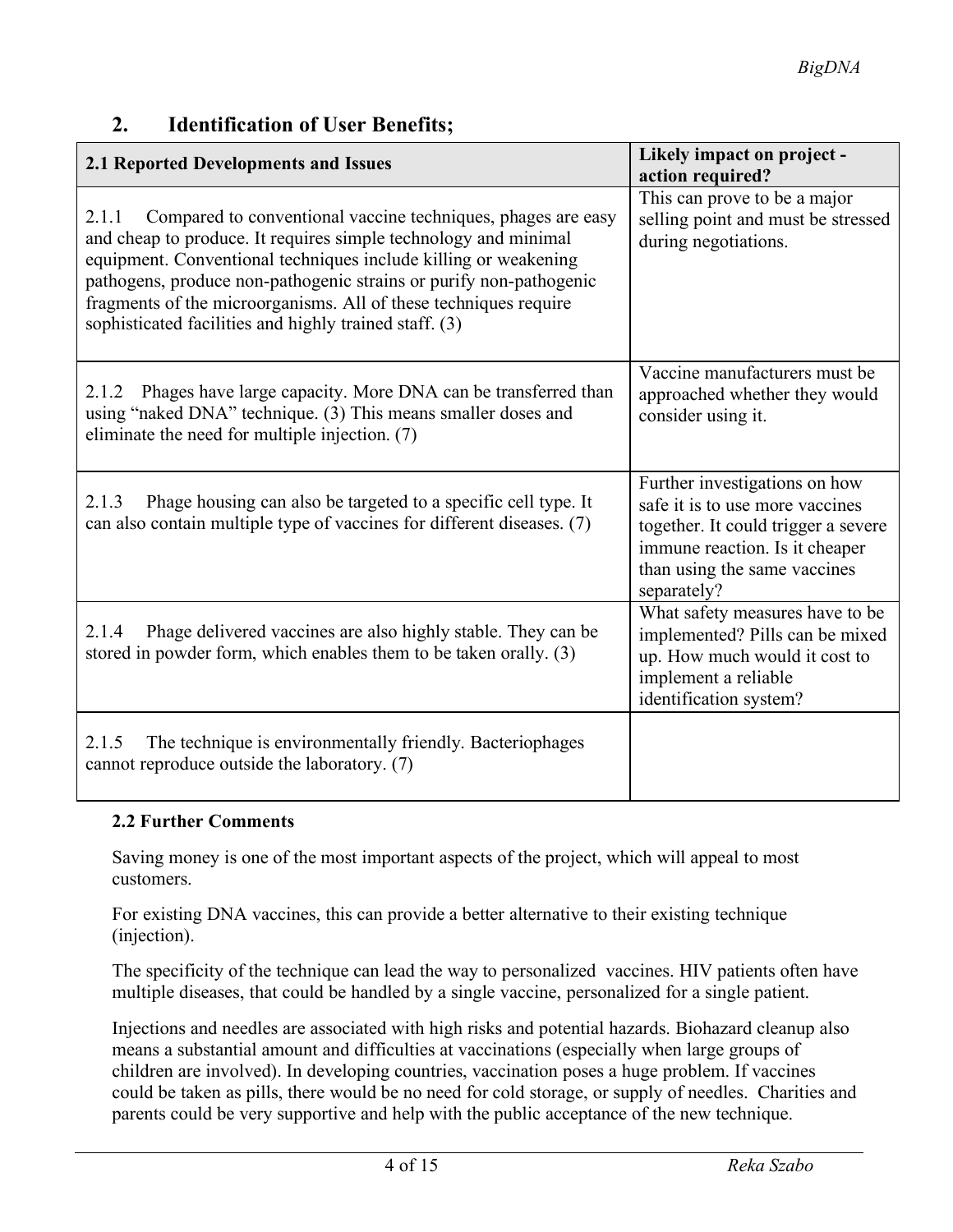## 2. Identification of User Benefits;

| 2.1 Reported Developments and Issues | Likely impact on project - action required? |
|---|---|
| 2.1.1 Compared to conventional vaccine techniques, phages are easy and cheap to produce. It requires simple technology and minimal equipment. Conventional techniques include killing or weakening pathogens, produce non-pathogenic strains or purify non-pathogenic fragments of the microorganisms. All of these techniques require sophisticated facilities and highly trained staff. (3) | This can prove to be a major selling point and must be stressed during negotiations. |
| 2.1.2 Phages have large capacity. More DNA can be transferred than using "naked DNA" technique. (3) This means smaller doses and eliminate the need for multiple injection. (7) | Vaccine manufacturers must be approached whether they would consider using it. |
| 2.1.3 Phage housing can also be targeted to a specific cell type. It can also contain multiple type of vaccines for different diseases. (7) | Further investigations on how safe it is to use more vaccines together. It could trigger a severe immune reaction. Is it cheaper than using the same vaccines separately? |
| 2.1.4 Phage delivered vaccines are also highly stable. They can be stored in powder form, which enables them to be taken orally. (3) | What safety measures have to be implemented? Pills can be mixed up. How much would it cost to implement a reliable identification system? |
| 2.1.5 The technique is environmentally friendly. Bacteriophages cannot reproduce outside the laboratory. (7) | |

### 2.2 Further Comments

Saving money is one of the most important aspects of the project, which will appeal to most customers.

For existing DNA vaccines, this can provide a better alternative to their existing technique (injection).

The specificity of the technique can lead the way to personalized vaccines. HIV patients often have multiple diseases, that could be handled by a single vaccine, personalized for a single patient.

Injections and needles are associated with high risks and potential hazards. Biohazard cleanup also means a substantial amount and difficulties at vaccinations (especially when large groups of children are involved). In developing countries, vaccination poses a huge problem. If vaccines could be taken as pills, there would be no need for cold storage, or supply of needles. Charities and parents could be very supportive and help with the public acceptance of the new technique.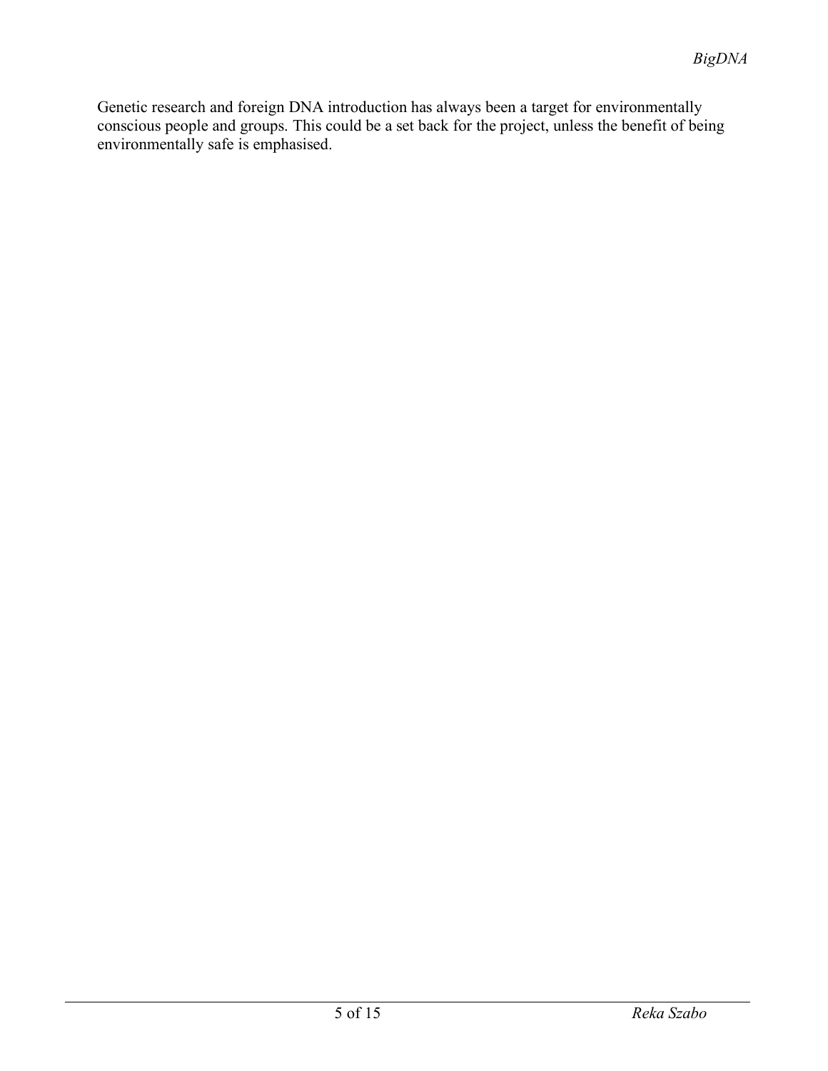Genetic research and foreign DNA introduction has always been a target for environmentally conscious people and groups. This could be a set back for the project, unless the benefit of being environmentally safe is emphasised.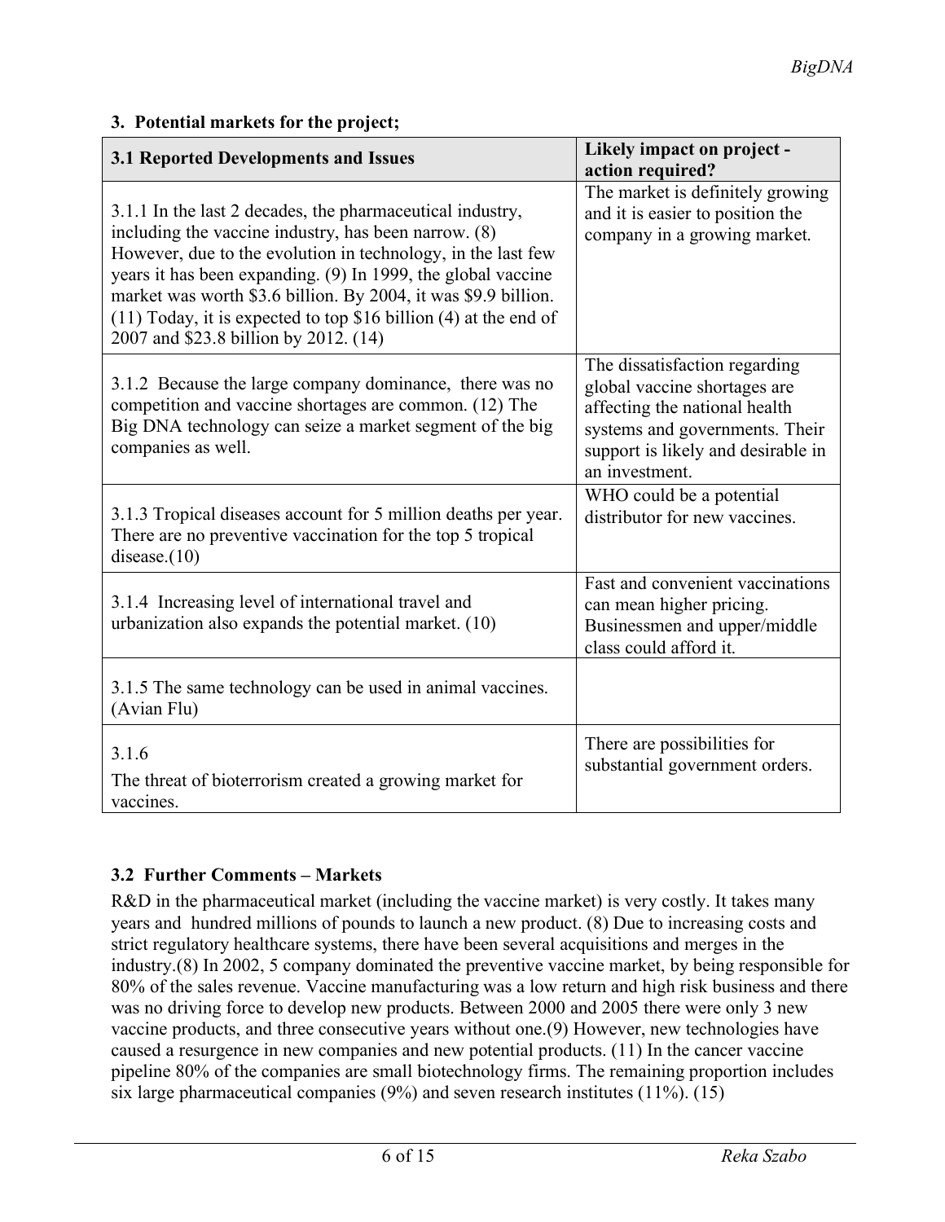## 3. Potential markets for the project;

| 3.1 Reported Developments and Issues | Likely impact on project - action required? |
|---|---|
| 3.1.1 In the last 2 decades, the pharmaceutical industry, including the vaccine industry, has been narrow. (8) However, due to the evolution in technology, in the last few years it has been expanding. (9) In 1999, the global vaccine market was worth \$3.6 billion. By 2004, it was \$9.9 billion. (11) Today, it is expected to top \$16 billion (4) at the end of 2007 and \$23.8 billion by 2012. (14) | The market is definitely growing and it is easier to position the company in a growing market. |
| 3.1.2 Because the large company dominance, there was no competition and vaccine shortages are common. (12) The Big DNA technology can seize a market segment of the big companies as well. | The dissatisfaction regarding global vaccine shortages are affecting the national health systems and governments. Their support is likely and desirable in an investment. |
| 3.1.3 Tropical diseases account for 5 million deaths per year. There are no preventive vaccination for the top 5 tropical disease.(10) | WHO could be a potential distributor for new vaccines. |
| 3.1.4 Increasing level of international travel and urbanization also expands the potential market. (10) | Fast and convenient vaccinations can mean higher pricing. Businessmen and upper/middle class could afford it. |
| 3.1.5 The same technology can be used in animal vaccines. (Avian Flu) | |
| 3.1.6 The threat of bioterrorism created a growing market for vaccines. | There are possibilities for substantial government orders. |

### 3.2 Further Comments – Markets

R&D in the pharmaceutical market (including the vaccine market) is very costly. It takes many years and hundred millions of pounds to launch a new product. (8) Due to increasing costs and strict regulatory healthcare systems, there have been several acquisitions and merges in the industry.(8) In 2002, 5 company dominated the preventive vaccine market, by being responsible for 80% of the sales revenue. Vaccine manufacturing was a low return and high risk business and there was no driving force to develop new products. Between 2000 and 2005 there were only 3 new vaccine products, and three consecutive years without one.(9) However, new technologies have caused a resurgence in new companies and new potential products. (11) In the cancer vaccine pipeline 80% of the companies are small biotechnology firms. The remaining proportion includes six large pharmaceutical companies (9%) and seven research institutes (11%). (15)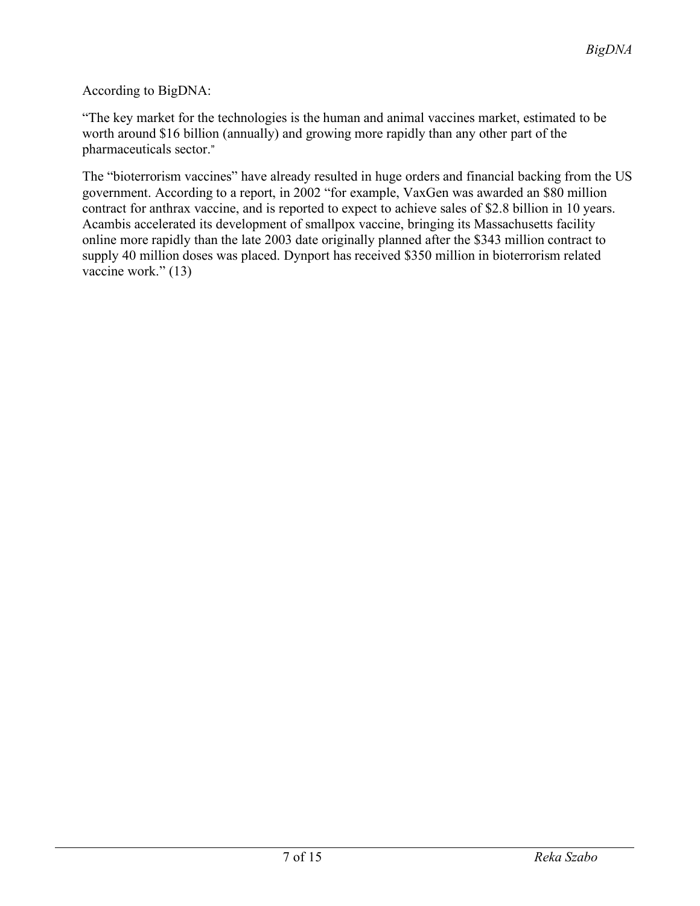According to BigDNA:

“The key market for the technologies is the human and animal vaccines market, estimated to be worth around $16 billion (annually) and growing more rapidly than any other part of the pharmaceuticals sector."

The “bioterrorism vaccines” have already resulted in huge orders and financial backing from the US government. According to a report, in 2002 “for example, VaxGen was awarded an $80 million contract for anthrax vaccine, and is reported to expect to achieve sales of $2.8 billion in 10 years. Acambis accelerated its development of smallpox vaccine, bringing its Massachusetts facility online more rapidly than the late 2003 date originally planned after the $343 million contract to supply 40 million doses was placed. Dynport has received $350 million in bioterrorism related vaccine work.” (13)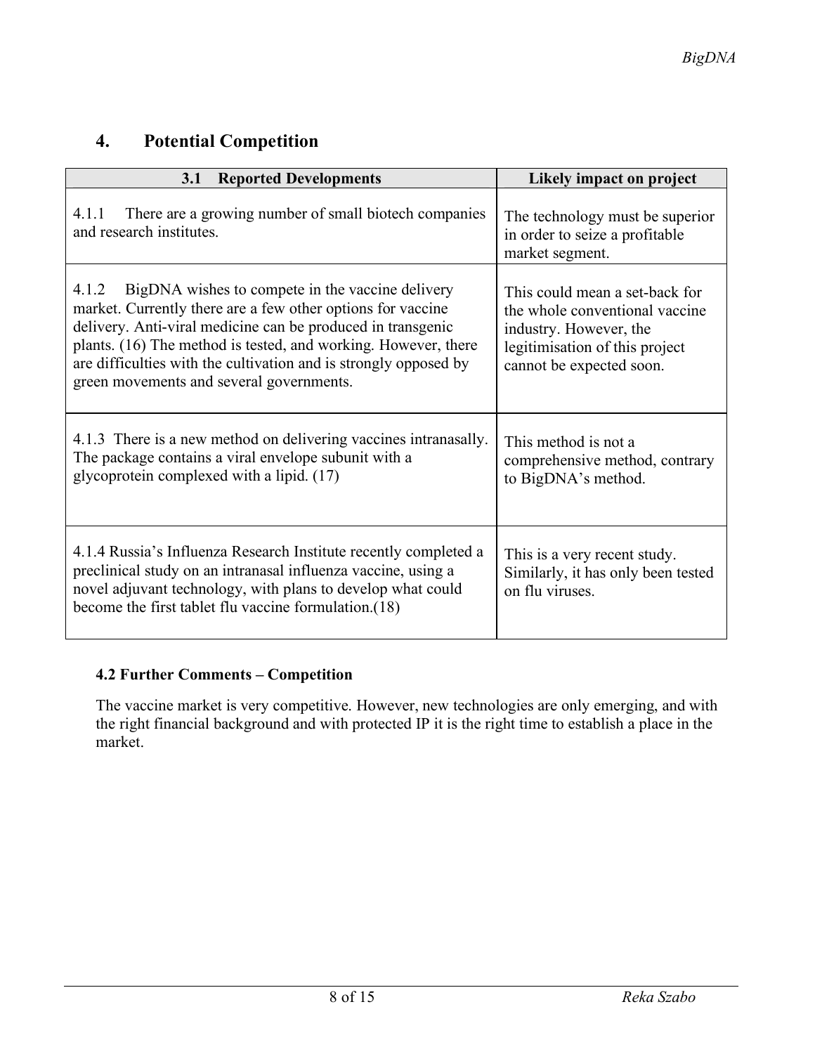## 4. Potential Competition

| 3.1 Reported Developments | Likely impact on project |
|---|---|
| 4.1.1 There are a growing number of small biotech companies and research institutes. | The technology must be superior in order to seize a profitable market segment. |
| 4.1.2 BigDNA wishes to compete in the vaccine delivery market. Currently there are a few other options for vaccine delivery. Anti-viral medicine can be produced in transgenic plants. (16) The method is tested, and working. However, there are difficulties with the cultivation and is strongly opposed by green movements and several governments. | This could mean a set-back for the whole conventional vaccine industry. However, the legitimisation of this project cannot be expected soon. |
| 4.1.3 There is a new method on delivering vaccines intranasally. The package contains a viral envelope subunit with a glycoprotein complexed with a lipid. (17) | This method is not a comprehensive method, contrary to BigDNA's method. |
| 4.1.4 Russia's Influenza Research Institute recently completed a preclinical study on an intranasal influenza vaccine, using a novel adjuvant technology, with plans to develop what could become the first tablet flu vaccine formulation.(18) | This is a very recent study. Similarly, it has only been tested on flu viruses. |

### 4.2 Further Comments – Competition

The vaccine market is very competitive. However, new technologies are only emerging, and with the right financial background and with protected IP it is the right time to establish a place in the market.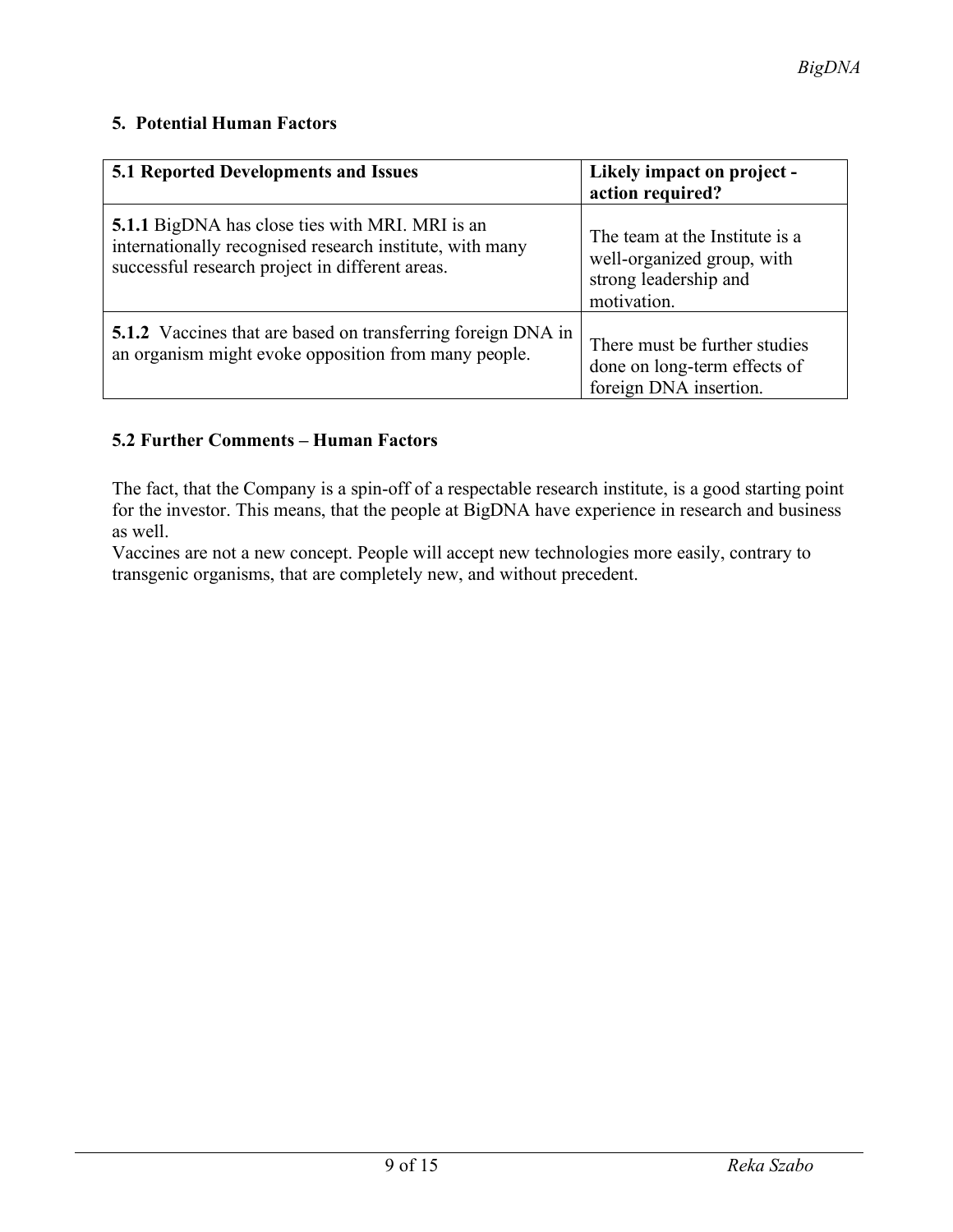## 5. Potential Human Factors

| 5.1 Reported Developments and Issues | Likely impact on project - action required? |
| --- | --- |
| **5.1.1** BigDNA has close ties with MRI. MRI is an internationally recognised research institute, with many successful research project in different areas. | The team at the Institute is a well-organized group, with strong leadership and motivation. |
| **5.1.2** Vaccines that are based on transferring foreign DNA in an organism might evoke opposition from many people. | There must be further studies done on long-term effects of foreign DNA insertion. |

### 5.2 Further Comments – Human Factors

The fact, that the Company is a spin-off of a respectable research institute, is a good starting point for the investor. This means, that the people at BigDNA have experience in research and business as well.
Vaccines are not a new concept. People will accept new technologies more easily, contrary to transgenic organisms, that are completely new, and without precedent.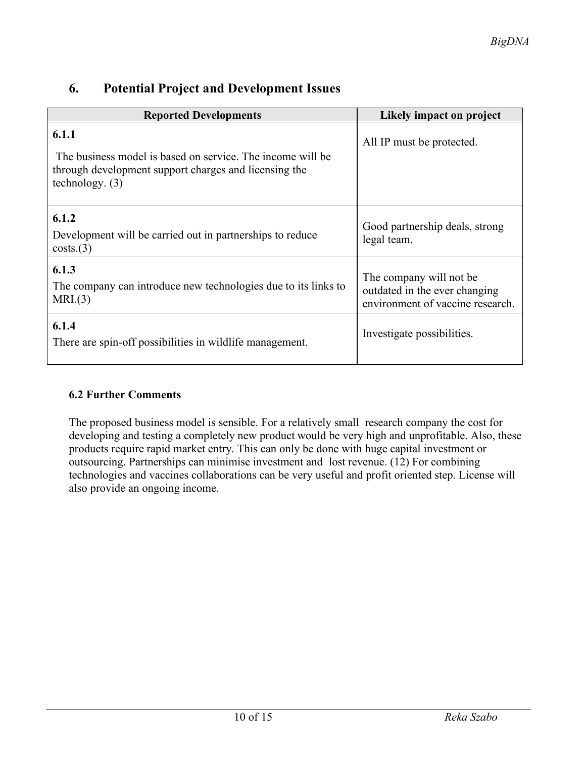## 6. Potential Project and Development Issues

| Reported Developments | Likely impact on project |
| --- | --- |
| **6.1.1** The business model is based on service. The income will be through development support charges and licensing the technology. (3) | All IP must be protected. |
| **6.1.2** Development will be carried out in partnerships to reduce costs.(3) | Good partnership deals, strong legal team. |
| **6.1.3** The company can introduce new technologies due to its links to MRI.(3) | The company will not be outdated in the ever changing environment of vaccine research. |
| **6.1.4** There are spin-off possibilities in wildlife management. | Investigate possibilities. |

### 6.2 Further Comments

The proposed business model is sensible. For a relatively small research company the cost for developing and testing a completely new product would be very high and unprofitable. Also, these products require rapid market entry. This can only be done with huge capital investment or outsourcing. Partnerships can minimise investment and lost revenue. (12) For combining technologies and vaccines collaborations can be very useful and profit oriented step. License will also provide an ongoing income.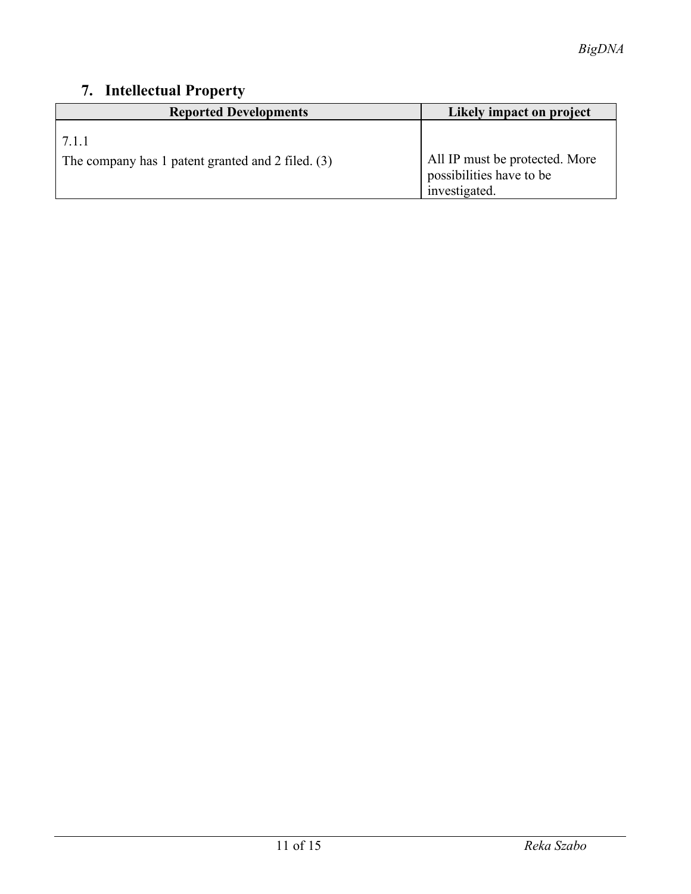## 7. Intellectual Property

| Reported Developments | Likely impact on project |
| --- | --- |
| 7.1.1<br>The company has 1 patent granted and 2 filed. (3) | All IP must be protected. More possibilities have to be investigated. |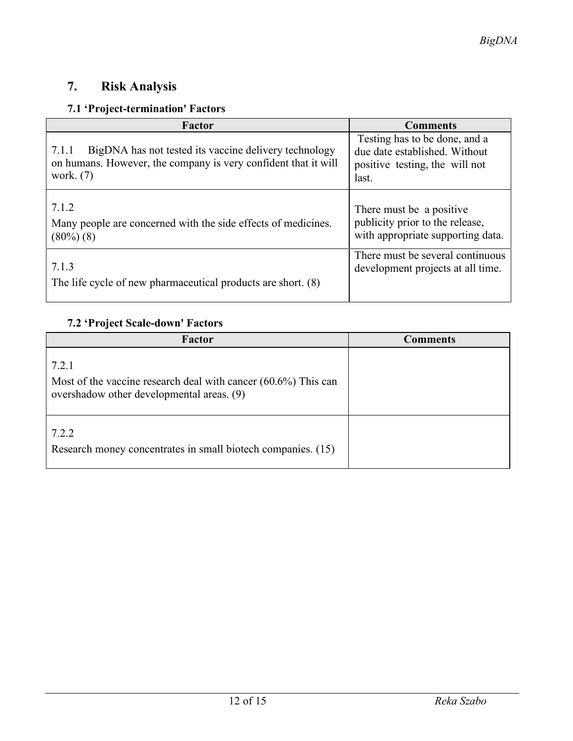## 7. Risk Analysis

### 7.1 'Project-termination' Factors

| Factor | Comments |
|---|---|
| 7.1.1 BigDNA has not tested its vaccine delivery technology on humans. However, the company is very confident that it will work. (7) | Testing has to be done, and a due date established. Without positive testing, the will not last. |
| 7.1.2 Many people are concerned with the side effects of medicines. (80%) (8) | There must be a positive publicity prior to the release, with appropriate supporting data. |
| 7.1.3 The life cycle of new pharmaceutical products are short. (8) | There must be several continuous development projects at all time. |

### 7.2 'Project Scale-down' Factors

| Factor | Comments |
|---|---|
| 7.2.1 Most of the vaccine research deal with cancer (60.6%) This can overshadow other developmental areas. (9) | |
| 7.2.2 Research money concentrates in small biotech companies. (15) | |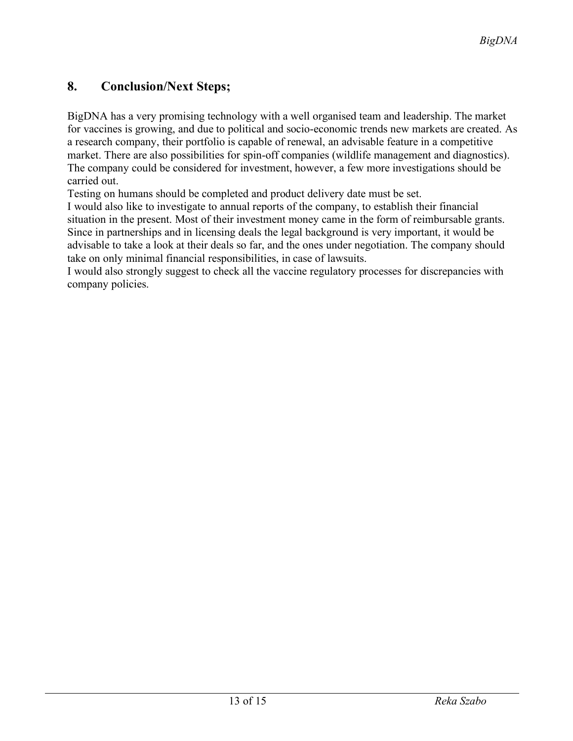## 8. Conclusion/Next Steps;

BigDNA has a very promising technology with a well organised team and leadership. The market for vaccines is growing, and due to political and socio-economic trends new markets are created. As a research company, their portfolio is capable of renewal, an advisable feature in a competitive market. There are also possibilities for spin-off companies (wildlife management and diagnostics). The company could be considered for investment, however, a few more investigations should be carried out.
Testing on humans should be completed and product delivery date must be set.
I would also like to investigate to annual reports of the company, to establish their financial situation in the present. Most of their investment money came in the form of reimbursable grants.
Since in partnerships and in licensing deals the legal background is very important, it would be advisable to take a look at their deals so far, and the ones under negotiation. The company should take on only minimal financial responsibilities, in case of lawsuits.
I would also strongly suggest to check all the vaccine regulatory processes for discrepancies with company policies.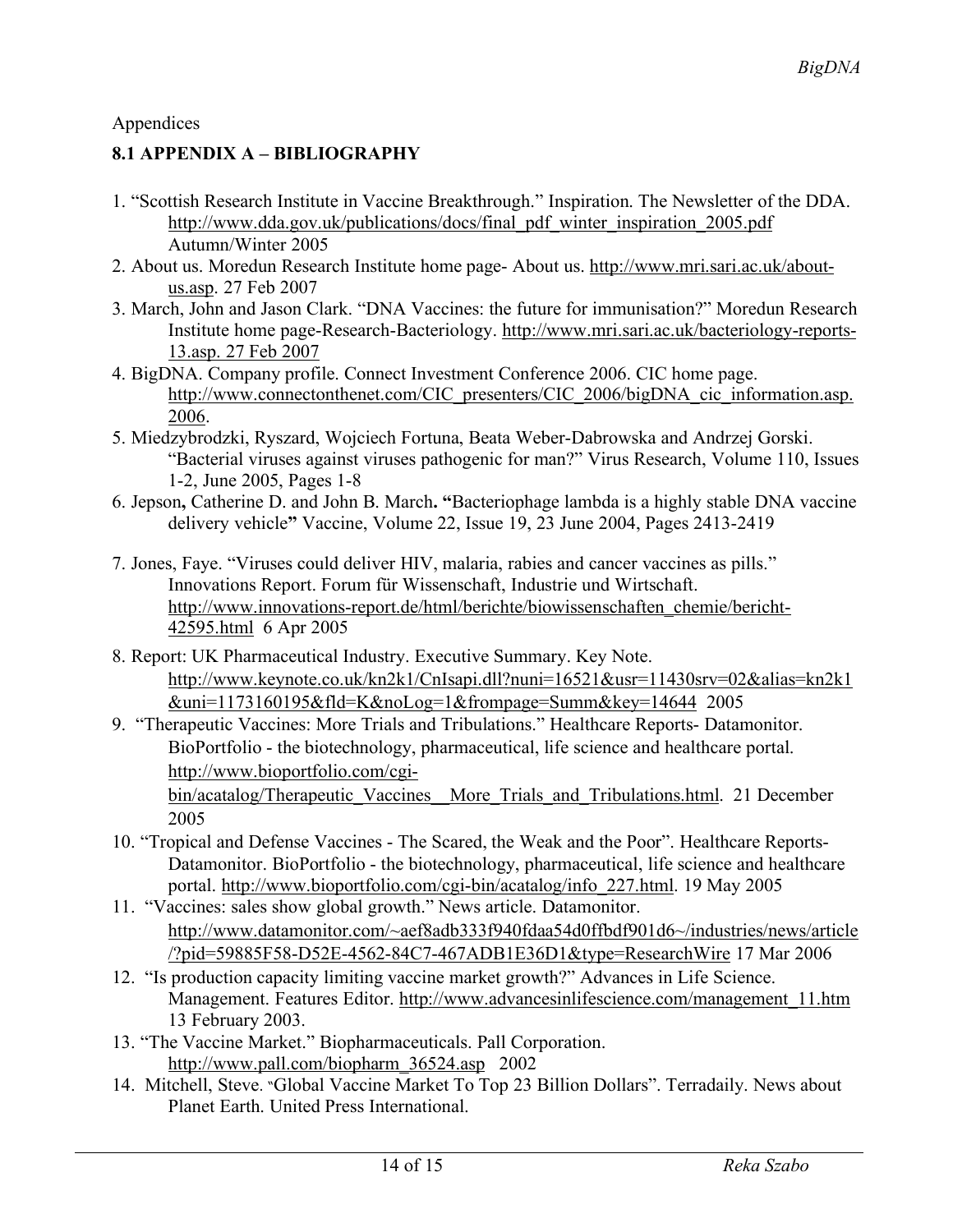Appendices

## 8.1 APPENDIX A – BIBLIOGRAPHY

1. "Scottish Research Institute in Vaccine Breakthrough." Inspiration. The Newsletter of the DDA. http://www.dda.gov.uk/publications/docs/final_pdf_winter_inspiration_2005.pdf Autumn/Winter 2005
2. About us. Moredun Research Institute home page- About us. http://www.mri.sari.ac.uk/about-us.asp. 27 Feb 2007
3. March, John and Jason Clark. "DNA Vaccines: the future for immunisation?" Moredun Research Institute home page-Research-Bacteriology. http://www.mri.sari.ac.uk/bacteriology-reports-13.asp. 27 Feb 2007
4. BigDNA. Company profile. Connect Investment Conference 2006. CIC home page. http://www.connectonthenet.com/CIC_presenters/CIC_2006/bigDNA_cic_information.asp. 2006.
5. Miedzybrodzki, Ryszard, Wojciech Fortuna, Beata Weber-Dabrowska and Andrzej Gorski. "Bacterial viruses against viruses pathogenic for man?" Virus Research, Volume 110, Issues 1-2, June 2005, Pages 1-8
6. Jepson**,** Catherine D. and John B. March**. "**Bacteriophage lambda is a highly stable DNA vaccine delivery vehicle**"** Vaccine, Volume 22, Issue 19, 23 June 2004, Pages 2413-2419
7. Jones, Faye. "Viruses could deliver HIV, malaria, rabies and cancer vaccines as pills." Innovations Report. Forum für Wissenschaft, Industrie und Wirtschaft. http://www.innovations-report.de/html/berichte/biowissenschaften_chemie/bericht-42595.html 6 Apr 2005
8. Report: UK Pharmaceutical Industry. Executive Summary. Key Note. http://www.keynote.co.uk/kn2k1/CnIsapi.dll?nuni=16521&usr=11430srv=02&alias=kn2k1&uni=1173160195&fld=K&noLog=1&frompage=Summ&key=14644 2005
9. "Therapeutic Vaccines: More Trials and Tribulations." Healthcare Reports- Datamonitor. BioPortfolio - the biotechnology, pharmaceutical, life science and healthcare portal. http://www.bioportfolio.com/cgi-bin/acatalog/Therapeutic_Vaccines__More_Trials_and_Tribulations.html. 21 December 2005
10. "Tropical and Defense Vaccines - The Scared, the Weak and the Poor". Healthcare Reports- Datamonitor. BioPortfolio - the biotechnology, pharmaceutical, life science and healthcare portal. http://www.bioportfolio.com/cgi-bin/acatalog/info_227.html. 19 May 2005
11. "Vaccines: sales show global growth." News article. Datamonitor. http://www.datamonitor.com/~aef8adb333f940fdaa54d0ffbdf901d6~/industries/news/article/?pid=59885F58-D52E-4562-84C7-467ADB1E36D1&type=ResearchWire 17 Mar 2006
12. "Is production capacity limiting vaccine market growth?" Advances in Life Science. Management. Features Editor. http://www.advancesinlifescience.com/management_11.htm 13 February 2003.
13. "The Vaccine Market." Biopharmaceuticals. Pall Corporation. http://www.pall.com/biopharm_36524.asp 2002
14. Mitchell, Steve. "Global Vaccine Market To Top 23 Billion Dollars". Terradaily. News about Planet Earth. United Press International.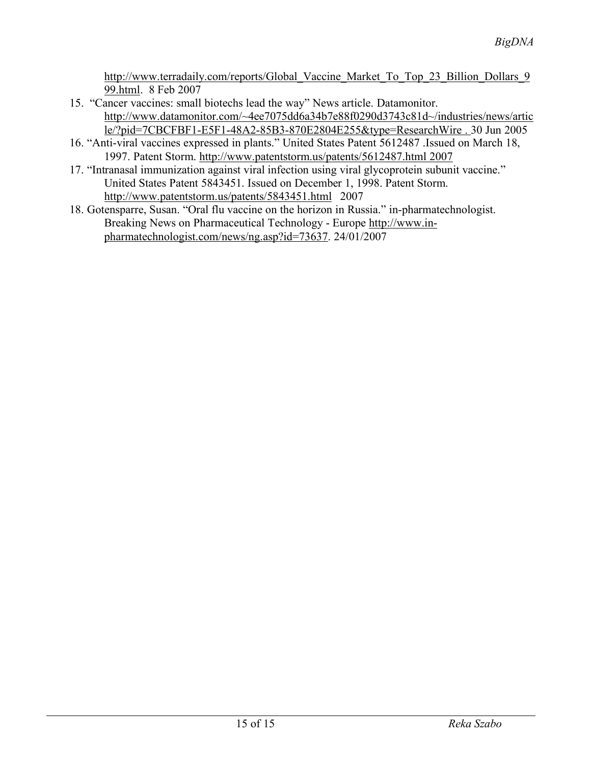http://www.terradaily.com/reports/Global_Vaccine_Market_To_Top_23_Billion_Dollars_999.html. 8 Feb 2007

15. "Cancer vaccines: small biotechs lead the way" News article. Datamonitor. http://www.datamonitor.com/~4ee7075dd6a34b7e88f0290d3743c81d~/industries/news/article/?pid=7CBCFBF1-E5F1-48A2-85B3-870E2804E255&type=ResearchWire . 30 Jun 2005
16. "Anti-viral vaccines expressed in plants." United States Patent 5612487 .Issued on March 18, 1997. Patent Storm. http://www.patentstorm.us/patents/5612487.html 2007
17. "Intranasal immunization against viral infection using viral glycoprotein subunit vaccine." United States Patent 5843451. Issued on December 1, 1998. Patent Storm. http://www.patentstorm.us/patents/5843451.html 2007
18. Gotensparre, Susan. "Oral flu vaccine on the horizon in Russia." in-pharmatechnologist. Breaking News on Pharmaceutical Technology - Europe http://www.in-pharmatechnologist.com/news/ng.asp?id=73637. 24/01/2007